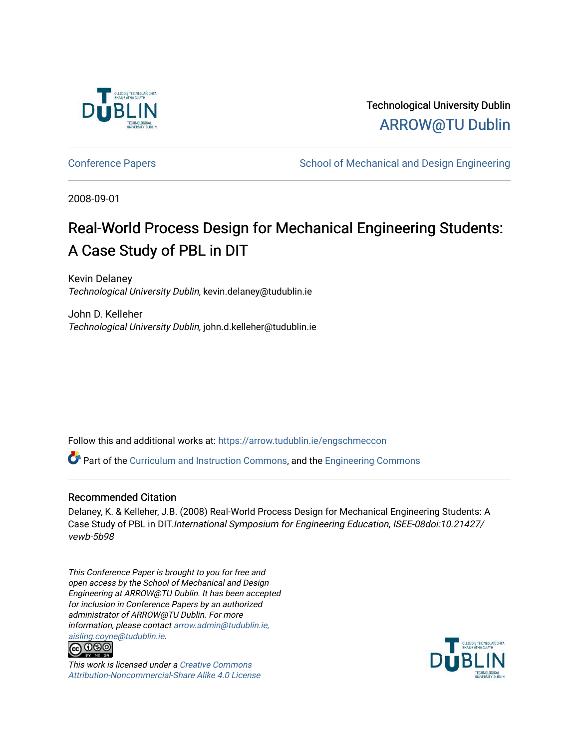Technological University Dublin

ARROW@TU Dublin

Conference Papers | School of Mechanical and Design Engineering

2008-09-01

# Real-World Process Design for Mechanical Engineering Students: A Case Study of PBL in DIT

Kevin Delaney
*Technological University Dublin*, kevin.delaney@tudublin.ie

John D. Kelleher
*Technological University Dublin*, john.d.kelleher@tudublin.ie

Follow this and additional works at: https://arrow.tudublin.ie/engschmeccon

Part of the Curriculum and Instruction Commons, and the Engineering Commons

## Recommended Citation

Delaney, K. & Kelleher, J.B. (2008) Real-World Process Design for Mechanical Engineering Students: A Case Study of PBL in DIT.*International Symposium for Engineering Education, ISEE-08doi:10.21427/vewb-5b98*

*This Conference Paper is brought to you for free and open access by the School of Mechanical and Design Engineering at ARROW@TU Dublin. It has been accepted for inclusion in Conference Papers by an authorized administrator of ARROW@TU Dublin. For more information, please contact arrow.admin@tudublin.ie, aisling.coyne@tudublin.ie.*

*This work is licensed under a Creative Commons Attribution-Noncommercial-Share Alike 4.0 License*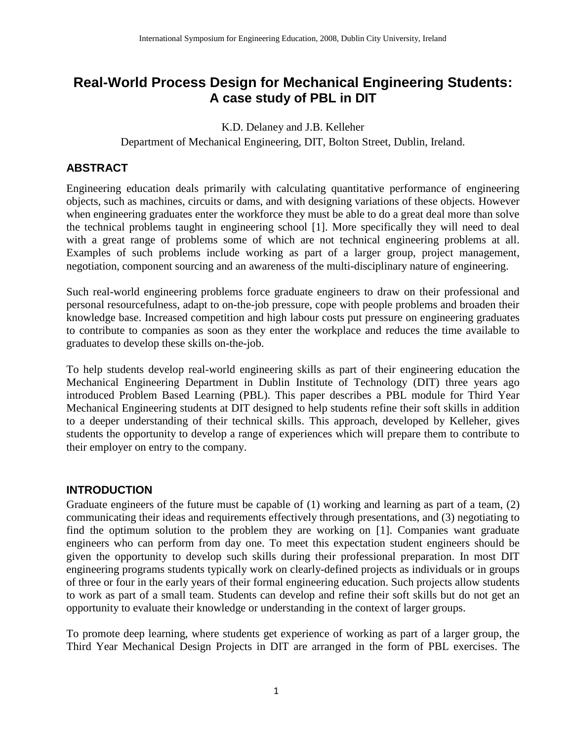# Real-World Process Design for Mechanical Engineering Students: A case study of PBL in DIT

K.D. Delaney and J.B. Kelleher

Department of Mechanical Engineering, DIT, Bolton Street, Dublin, Ireland.

## ABSTRACT

Engineering education deals primarily with calculating quantitative performance of engineering objects, such as machines, circuits or dams, and with designing variations of these objects. However when engineering graduates enter the workforce they must be able to do a great deal more than solve the technical problems taught in engineering school [1]. More specifically they will need to deal with a great range of problems some of which are not technical engineering problems at all. Examples of such problems include working as part of a larger group, project management, negotiation, component sourcing and an awareness of the multi-disciplinary nature of engineering.

Such real-world engineering problems force graduate engineers to draw on their professional and personal resourcefulness, adapt to on-the-job pressure, cope with people problems and broaden their knowledge base. Increased competition and high labour costs put pressure on engineering graduates to contribute to companies as soon as they enter the workplace and reduces the time available to graduates to develop these skills on-the-job.

To help students develop real-world engineering skills as part of their engineering education the Mechanical Engineering Department in Dublin Institute of Technology (DIT) three years ago introduced Problem Based Learning (PBL). This paper describes a PBL module for Third Year Mechanical Engineering students at DIT designed to help students refine their soft skills in addition to a deeper understanding of their technical skills. This approach, developed by Kelleher, gives students the opportunity to develop a range of experiences which will prepare them to contribute to their employer on entry to the company.

## INTRODUCTION

Graduate engineers of the future must be capable of (1) working and learning as part of a team, (2) communicating their ideas and requirements effectively through presentations, and (3) negotiating to find the optimum solution to the problem they are working on [1]. Companies want graduate engineers who can perform from day one. To meet this expectation student engineers should be given the opportunity to develop such skills during their professional preparation. In most DIT engineering programs students typically work on clearly-defined projects as individuals or in groups of three or four in the early years of their formal engineering education. Such projects allow students to work as part of a small team. Students can develop and refine their soft skills but do not get an opportunity to evaluate their knowledge or understanding in the context of larger groups.

To promote deep learning, where students get experience of working as part of a larger group, the Third Year Mechanical Design Projects in DIT are arranged in the form of PBL exercises. The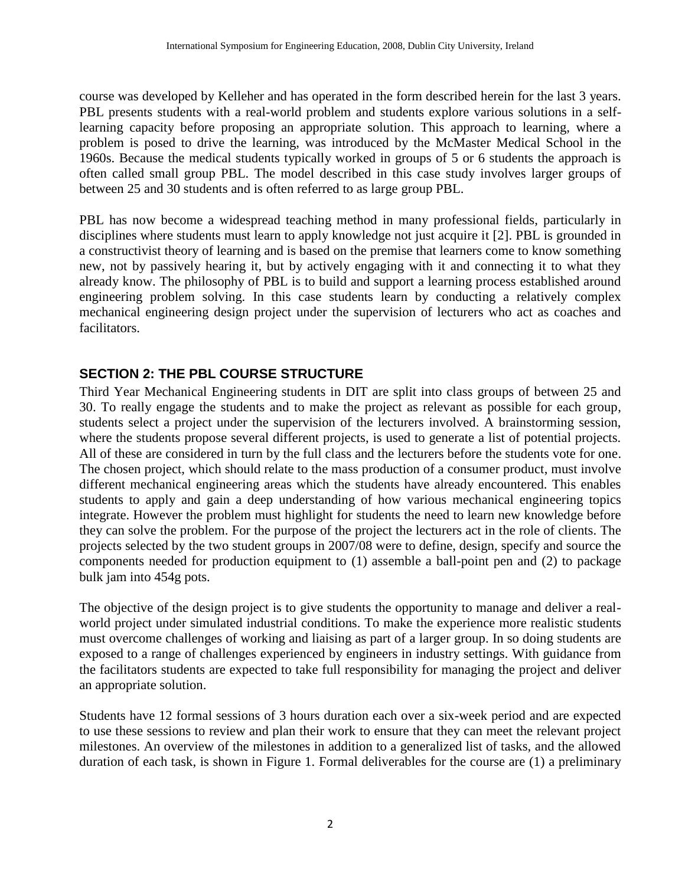course was developed by Kelleher and has operated in the form described herein for the last 3 years. PBL presents students with a real-world problem and students explore various solutions in a self-learning capacity before proposing an appropriate solution. This approach to learning, where a problem is posed to drive the learning, was introduced by the McMaster Medical School in the 1960s. Because the medical students typically worked in groups of 5 or 6 students the approach is often called small group PBL. The model described in this case study involves larger groups of between 25 and 30 students and is often referred to as large group PBL.

PBL has now become a widespread teaching method in many professional fields, particularly in disciplines where students must learn to apply knowledge not just acquire it [2]. PBL is grounded in a constructivist theory of learning and is based on the premise that learners come to know something new, not by passively hearing it, but by actively engaging with it and connecting it to what they already know. The philosophy of PBL is to build and support a learning process established around engineering problem solving. In this case students learn by conducting a relatively complex mechanical engineering design project under the supervision of lecturers who act as coaches and facilitators.

## SECTION 2: THE PBL COURSE STRUCTURE

Third Year Mechanical Engineering students in DIT are split into class groups of between 25 and 30. To really engage the students and to make the project as relevant as possible for each group, students select a project under the supervision of the lecturers involved. A brainstorming session, where the students propose several different projects, is used to generate a list of potential projects. All of these are considered in turn by the full class and the lecturers before the students vote for one. The chosen project, which should relate to the mass production of a consumer product, must involve different mechanical engineering areas which the students have already encountered. This enables students to apply and gain a deep understanding of how various mechanical engineering topics integrate. However the problem must highlight for students the need to learn new knowledge before they can solve the problem. For the purpose of the project the lecturers act in the role of clients. The projects selected by the two student groups in 2007/08 were to define, design, specify and source the components needed for production equipment to (1) assemble a ball-point pen and (2) to package bulk jam into 454g pots.

The objective of the design project is to give students the opportunity to manage and deliver a real-world project under simulated industrial conditions. To make the experience more realistic students must overcome challenges of working and liaising as part of a larger group. In so doing students are exposed to a range of challenges experienced by engineers in industry settings. With guidance from the facilitators students are expected to take full responsibility for managing the project and deliver an appropriate solution.

Students have 12 formal sessions of 3 hours duration each over a six-week period and are expected to use these sessions to review and plan their work to ensure that they can meet the relevant project milestones. An overview of the milestones in addition to a generalized list of tasks, and the allowed duration of each task, is shown in Figure 1. Formal deliverables for the course are (1) a preliminary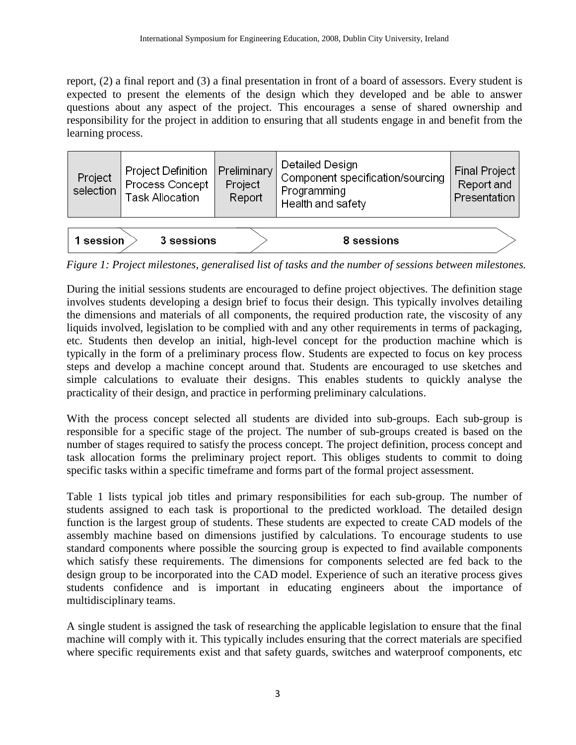report, (2) a final report and (3) a final presentation in front of a board of assessors. Every student is expected to present the elements of the design which they developed and be able to answer questions about any aspect of the project. This encourages a sense of shared ownership and responsibility for the project in addition to ensuring that all students engage in and benefit from the learning process.

| Project selection | Project Definition<br>Process Concept<br>Task Allocation | Preliminary Project Report | Detailed Design<br>Component specification/sourcing<br>Programming<br>Health and safety | Final Project Report and Presentation |
|---|---|---|---|---|
| 1 session | 3 sessions | | 8 sessions | |

*Figure 1: Project milestones, generalised list of tasks and the number of sessions between milestones.*

During the initial sessions students are encouraged to define project objectives. The definition stage involves students developing a design brief to focus their design. This typically involves detailing the dimensions and materials of all components, the required production rate, the viscosity of any liquids involved, legislation to be complied with and any other requirements in terms of packaging, etc. Students then develop an initial, high-level concept for the production machine which is typically in the form of a preliminary process flow. Students are expected to focus on key process steps and develop a machine concept around that. Students are encouraged to use sketches and simple calculations to evaluate their designs. This enables students to quickly analyse the practicality of their design, and practice in performing preliminary calculations.

With the process concept selected all students are divided into sub-groups. Each sub-group is responsible for a specific stage of the project. The number of sub-groups created is based on the number of stages required to satisfy the process concept. The project definition, process concept and task allocation forms the preliminary project report. This obliges students to commit to doing specific tasks within a specific timeframe and forms part of the formal project assessment.

Table 1 lists typical job titles and primary responsibilities for each sub-group. The number of students assigned to each task is proportional to the predicted workload. The detailed design function is the largest group of students. These students are expected to create CAD models of the assembly machine based on dimensions justified by calculations. To encourage students to use standard components where possible the sourcing group is expected to find available components which satisfy these requirements. The dimensions for components selected are fed back to the design group to be incorporated into the CAD model. Experience of such an iterative process gives students confidence and is important in educating engineers about the importance of multidisciplinary teams.

A single student is assigned the task of researching the applicable legislation to ensure that the final machine will comply with it. This typically includes ensuring that the correct materials are specified where specific requirements exist and that safety guards, switches and waterproof components, etc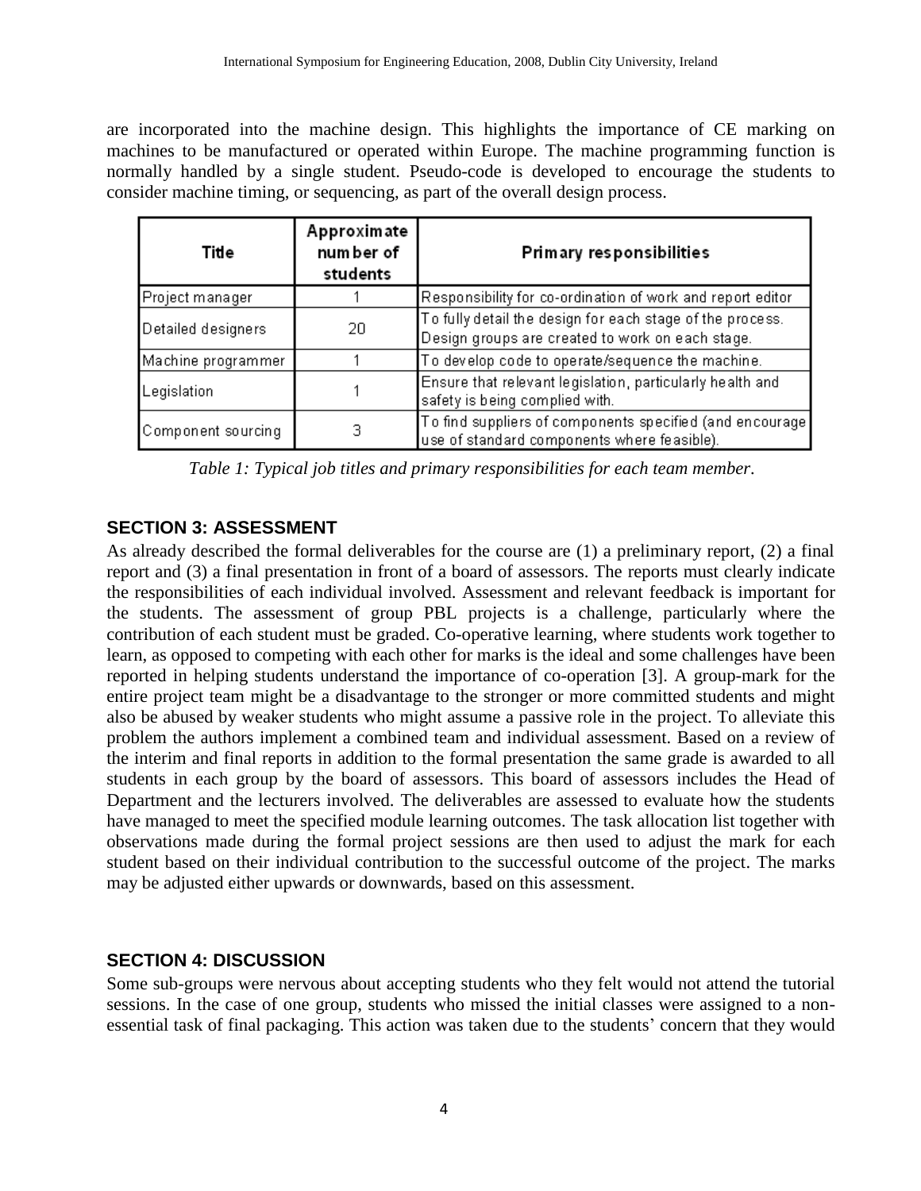are incorporated into the machine design. This highlights the importance of CE marking on machines to be manufactured or operated within Europe. The machine programming function is normally handled by a single student. Pseudo-code is developed to encourage the students to consider machine timing, or sequencing, as part of the overall design process.

| Title | Approximate number of students | Primary responsibilities |
|---|---|---|
| Project manager | 1 | Responsibility for co-ordination of work and report editor |
| Detailed designers | 20 | To fully detail the design for each stage of the process. Design groups are created to work on each stage. |
| Machine programmer | 1 | To develop code to operate/sequence the machine. |
| Legislation | 1 | Ensure that relevant legislation, particularly health and safety is being complied with. |
| Component sourcing | 3 | To find suppliers of components specified (and encourage use of standard components where feasible). |

*Table 1: Typical job titles and primary responsibilities for each team member.*

## SECTION 3: ASSESSMENT

As already described the formal deliverables for the course are (1) a preliminary report, (2) a final report and (3) a final presentation in front of a board of assessors. The reports must clearly indicate the responsibilities of each individual involved. Assessment and relevant feedback is important for the students. The assessment of group PBL projects is a challenge, particularly where the contribution of each student must be graded. Co-operative learning, where students work together to learn, as opposed to competing with each other for marks is the ideal and some challenges have been reported in helping students understand the importance of co-operation [3]. A group-mark for the entire project team might be a disadvantage to the stronger or more committed students and might also be abused by weaker students who might assume a passive role in the project. To alleviate this problem the authors implement a combined team and individual assessment. Based on a review of the interim and final reports in addition to the formal presentation the same grade is awarded to all students in each group by the board of assessors. This board of assessors includes the Head of Department and the lecturers involved. The deliverables are assessed to evaluate how the students have managed to meet the specified module learning outcomes. The task allocation list together with observations made during the formal project sessions are then used to adjust the mark for each student based on their individual contribution to the successful outcome of the project. The marks may be adjusted either upwards or downwards, based on this assessment.

## SECTION 4: DISCUSSION

Some sub-groups were nervous about accepting students who they felt would not attend the tutorial sessions. In the case of one group, students who missed the initial classes were assigned to a non-essential task of final packaging. This action was taken due to the students' concern that they would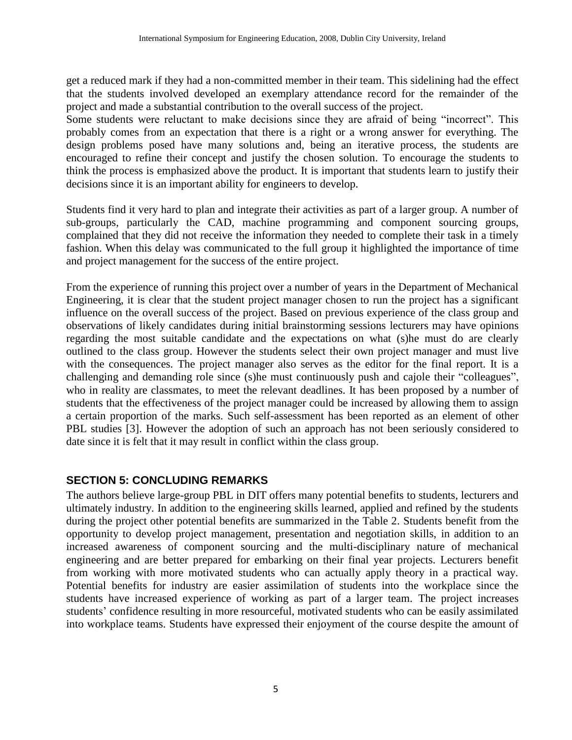get a reduced mark if they had a non-committed member in their team. This sidelining had the effect that the students involved developed an exemplary attendance record for the remainder of the project and made a substantial contribution to the overall success of the project.
Some students were reluctant to make decisions since they are afraid of being "incorrect". This probably comes from an expectation that there is a right or a wrong answer for everything. The design problems posed have many solutions and, being an iterative process, the students are encouraged to refine their concept and justify the chosen solution. To encourage the students to think the process is emphasized above the product. It is important that students learn to justify their decisions since it is an important ability for engineers to develop.

Students find it very hard to plan and integrate their activities as part of a larger group. A number of sub-groups, particularly the CAD, machine programming and component sourcing groups, complained that they did not receive the information they needed to complete their task in a timely fashion. When this delay was communicated to the full group it highlighted the importance of time and project management for the success of the entire project.

From the experience of running this project over a number of years in the Department of Mechanical Engineering, it is clear that the student project manager chosen to run the project has a significant influence on the overall success of the project. Based on previous experience of the class group and observations of likely candidates during initial brainstorming sessions lecturers may have opinions regarding the most suitable candidate and the expectations on what (s)he must do are clearly outlined to the class group. However the students select their own project manager and must live with the consequences. The project manager also serves as the editor for the final report. It is a challenging and demanding role since (s)he must continuously push and cajole their "colleagues", who in reality are classmates, to meet the relevant deadlines. It has been proposed by a number of students that the effectiveness of the project manager could be increased by allowing them to assign a certain proportion of the marks. Such self-assessment has been reported as an element of other PBL studies [3]. However the adoption of such an approach has not been seriously considered to date since it is felt that it may result in conflict within the class group.

## SECTION 5: CONCLUDING REMARKS

The authors believe large-group PBL in DIT offers many potential benefits to students, lecturers and ultimately industry. In addition to the engineering skills learned, applied and refined by the students during the project other potential benefits are summarized in the Table 2. Students benefit from the opportunity to develop project management, presentation and negotiation skills, in addition to an increased awareness of component sourcing and the multi-disciplinary nature of mechanical engineering and are better prepared for embarking on their final year projects. Lecturers benefit from working with more motivated students who can actually apply theory in a practical way. Potential benefits for industry are easier assimilation of students into the workplace since the students have increased experience of working as part of a larger team. The project increases students' confidence resulting in more resourceful, motivated students who can be easily assimilated into workplace teams. Students have expressed their enjoyment of the course despite the amount of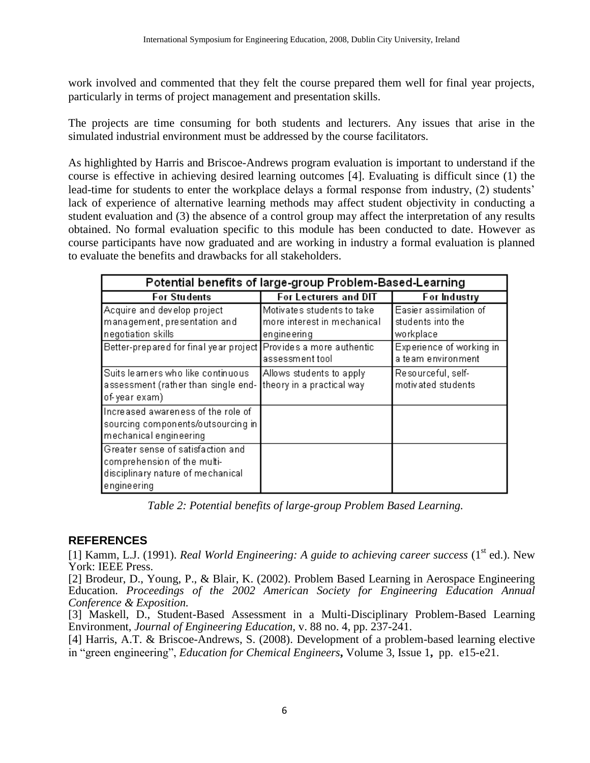work involved and commented that they felt the course prepared them well for final year projects, particularly in terms of project management and presentation skills.

The projects are time consuming for both students and lecturers. Any issues that arise in the simulated industrial environment must be addressed by the course facilitators.

As highlighted by Harris and Briscoe-Andrews program evaluation is important to understand if the course is effective in achieving desired learning outcomes [4]. Evaluating is difficult since (1) the lead-time for students to enter the workplace delays a formal response from industry, (2) students' lack of experience of alternative learning methods may affect student objectivity in conducting a student evaluation and (3) the absence of a control group may affect the interpretation of any results obtained. No formal evaluation specific to this module has been conducted to date. However as course participants have now graduated and are working in industry a formal evaluation is planned to evaluate the benefits and drawbacks for all stakeholders.

| Potential benefits of large-group Problem-Based-Learning | | |
|---|---|---|
| **For Students** | **For Lecturers and DIT** | **For Industry** |
| Acquire and develop project management, presentation and negotiation skills | Motivates students to take more interest in mechanical engineering | Easier assimilation of students into the workplace |
| Better-prepared for final year project | Provides a more authentic assessment tool | Experience of working in a team environment |
| Suits learners who like continuous assessment (rather than single end-of-year exam) | Allows students to apply theory in a practical way | Resourceful, self-motivated students |
| Increased awareness of the role of sourcing components/outsourcing in mechanical engineering | | |
| Greater sense of satisfaction and comprehension of the multi-disciplinary nature of mechanical engineering | | |

*Table 2: Potential benefits of large-group Problem Based Learning.*

## REFERENCES

[1] Kamm, L.J. (1991). *Real World Engineering: A guide to achieving career success* (1st ed.). New York: IEEE Press.

[2] Brodeur, D., Young, P., & Blair, K. (2002). Problem Based Learning in Aerospace Engineering Education. *Proceedings of the 2002 American Society for Engineering Education Annual Conference & Exposition.*

[3] Maskell, D., Student-Based Assessment in a Multi-Disciplinary Problem-Based Learning Environment, *Journal of Engineering Education,* v. 88 no. 4, pp. 237-241.

[4] Harris, A.T. & Briscoe-Andrews, S. (2008). Development of a problem-based learning elective in "green engineering", *Education for Chemical Engineers***,** Volume 3, Issue 1**,** pp. e15-e21.